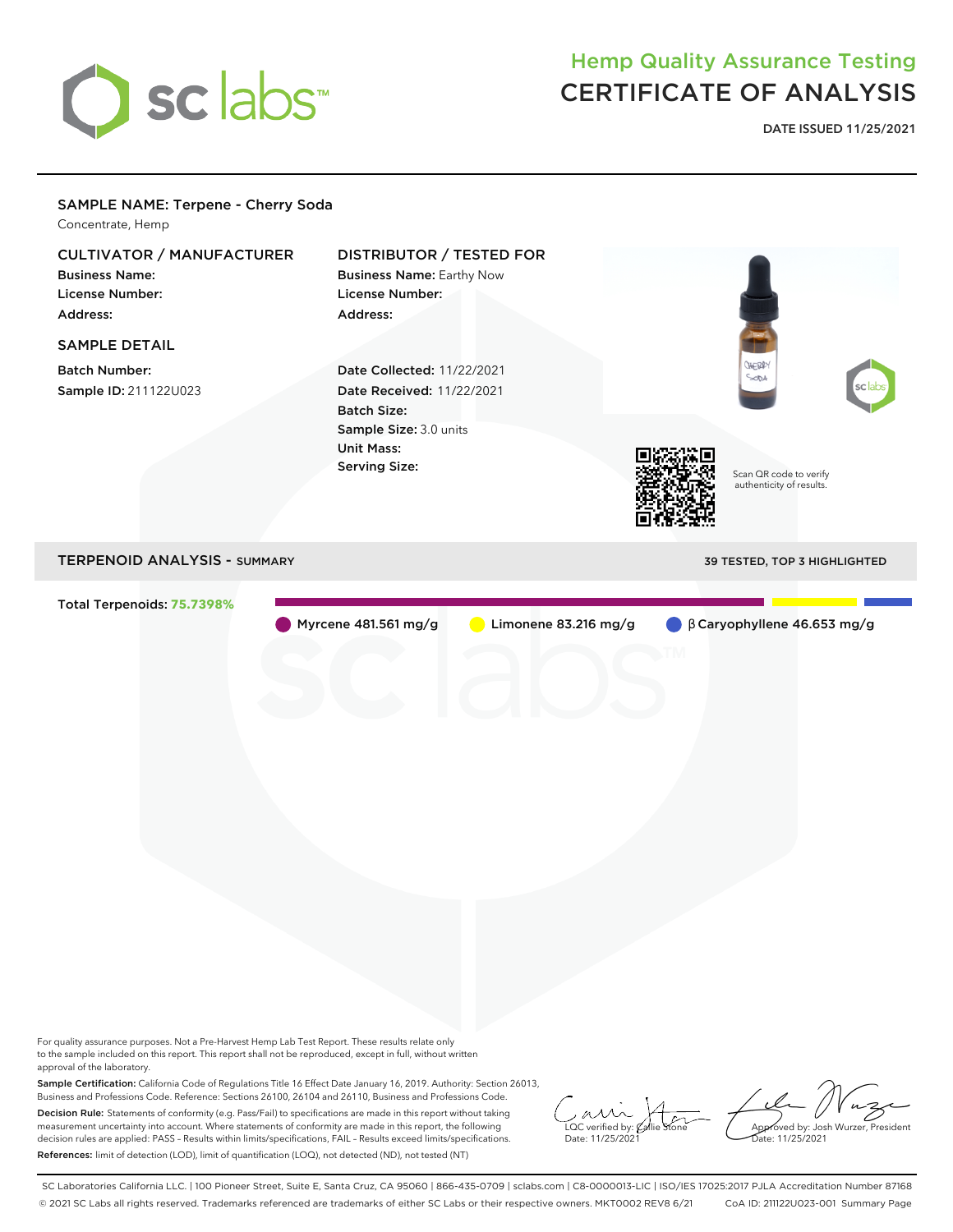# Hemp Quality Assurance Testing
# CERTIFICATE OF ANALYSIS

**DATE ISSUED 11/25/2021**

## SAMPLE NAME: Terpene - Cherry Soda

Concentrate, Hemp

### CULTIVATOR / MANUFACTURER

**Business Name:**
**License Number:**
**Address:**

### DISTRIBUTOR / TESTED FOR

**Business Name:** Earthy Now
**License Number:**
**Address:**

### SAMPLE DETAIL

**Batch Number:**
**Sample ID:** 211122U023

**Date Collected:** 11/22/2021
**Date Received:** 11/22/2021
**Batch Size:**
**Sample Size:** 3.0 units
**Unit Mass:**
**Serving Size:**

Scan QR code to verify authenticity of results.

## TERPENOID ANALYSIS - SUMMARY

39 TESTED, TOP 3 HIGHLIGHTED

Total Terpenoids: **75.7398%**

- Myrcene 481.561 mg/g
- Limonene 83.216 mg/g
- β Caryophyllene 46.653 mg/g

For quality assurance purposes. Not a Pre-Harvest Hemp Lab Test Report. These results relate only to the sample included on this report. This report shall not be reproduced, except in full, without written approval of the laboratory.

**Sample Certification:** California Code of Regulations Title 16 Effect Date January 16, 2019. Authority: Section 26013, Business and Professions Code. Reference: Sections 26100, 26104 and 26110, Business and Professions Code.

**Decision Rule:** Statements of conformity (e.g. Pass/Fail) to specifications are made in this report without taking measurement uncertainty into account. Where statements of conformity are made in this report, the following decision rules are applied: PASS – Results within limits/specifications, FAIL – Results exceed limits/specifications.

**References:** limit of detection (LOD), limit of quantification (LOQ), not detected (ND), not tested (NT)

LQC verified by: Callie Stone
Date: 11/25/2021

Approved by: Josh Wurzer, President
Date: 11/25/2021

SC Laboratories California LLC. | 100 Pioneer Street, Suite E, Santa Cruz, CA 95060 | 866-435-0709 | sclabs.com | C8-0000013-LIC | ISO/IES 17025:2017 PJLA Accreditation Number 87168
© 2021 SC Labs all rights reserved. Trademarks referenced are trademarks of either SC Labs or their respective owners. MKT0002 REV8 6/21 CoA ID: 211122U023-001 Summary Page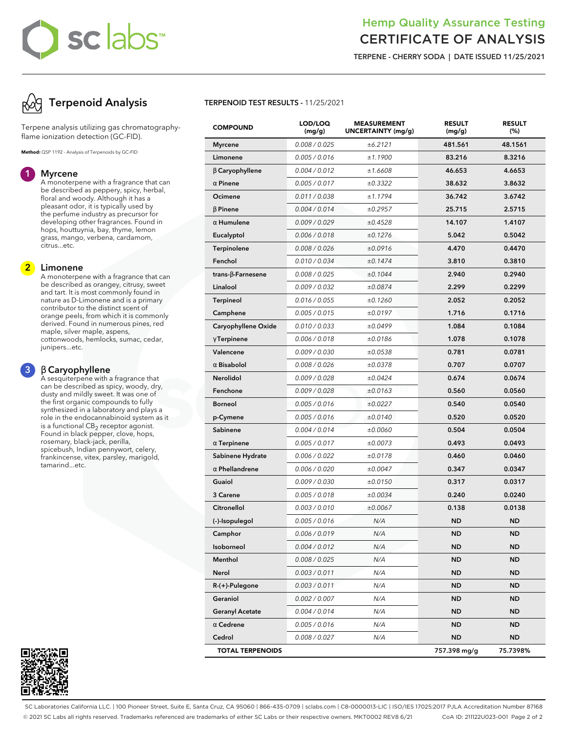# Hemp Quality Assurance Testing
# CERTIFICATE OF ANALYSIS

**TERPENE - CHERRY SODA | DATE ISSUED 11/25/2021**

## Terpenoid Analysis

Terpene analysis utilizing gas chromatography-flame ionization detection (GC-FID).

**Method:** QSP 1192 - Analysis of Terpenoids by GC-FID

### 1 Myrcene

A monoterpene with a fragrance that can be described as peppery, spicy, herbal, floral and woody. Although it has a pleasant odor, it is typically used by the perfume industry as precursor for developing other fragrances. Found in hops, houttuynia, bay, thyme, lemon grass, mango, verbena, cardamom, citrus...etc.

### 2 Limonene

A monoterpene with a fragrance that can be described as orangey, citrusy, sweet and tart. It is most commonly found in nature as D-Limonene and is a primary contributor to the distinct scent of orange peels, from which it is commonly derived. Found in numerous pines, red maple, silver maple, aspens, cottonwoods, hemlocks, sumac, cedar, junipers...etc.

### 3 β Caryophyllene

A sesquiterpene with a fragrance that can be described as spicy, woody, dry, dusty and mildly sweet. It was one of the first organic compounds to fully synthesized in a laboratory and plays a role in the endocannabinoid system as it is a functional $CB_2$ receptor agonist. Found in black pepper, clove, hops, rosemary, black-jack, perilla, spicebush, Indian pennywort, celery, frankincense, vitex, parsley, marigold, tamarind...etc.

**TERPENOID TEST RESULTS** - 11/25/2021

| COMPOUND | LOD/LOQ (mg/g) | MEASUREMENT UNCERTAINTY (mg/g) | RESULT (mg/g) | RESULT (%) |
|---|---|---|---|---|
| Myrcene | 0.008 / 0.025 | ±6.2121 | 481.561 | 48.1561 |
| Limonene | 0.005 / 0.016 | ±1.1900 | 83.216 | 8.3216 |
| β Caryophyllene | 0.004 / 0.012 | ±1.6608 | 46.653 | 4.6653 |
| α Pinene | 0.005 / 0.017 | ±0.3322 | 38.632 | 3.8632 |
| Ocimene | 0.011 / 0.038 | ±1.1794 | 36.742 | 3.6742 |
| β Pinene | 0.004 / 0.014 | ±0.2957 | 25.715 | 2.5715 |
| α Humulene | 0.009 / 0.029 | ±0.4528 | 14.107 | 1.4107 |
| Eucalyptol | 0.006 / 0.018 | ±0.1276 | 5.042 | 0.5042 |
| Terpinolene | 0.008 / 0.026 | ±0.0916 | 4.470 | 0.4470 |
| Fenchol | 0.010 / 0.034 | ±0.1474 | 3.810 | 0.3810 |
| trans-β-Farnesene | 0.008 / 0.025 | ±0.1044 | 2.940 | 0.2940 |
| Linalool | 0.009 / 0.032 | ±0.0874 | 2.299 | 0.2299 |
| Terpineol | 0.016 / 0.055 | ±0.1260 | 2.052 | 0.2052 |
| Camphene | 0.005 / 0.015 | ±0.0197 | 1.716 | 0.1716 |
| Caryophyllene Oxide | 0.010 / 0.033 | ±0.0499 | 1.084 | 0.1084 |
| γTerpinene | 0.006 / 0.018 | ±0.0186 | 1.078 | 0.1078 |
| Valencene | 0.009 / 0.030 | ±0.0538 | 0.781 | 0.0781 |
| α Bisabolol | 0.008 / 0.026 | ±0.0378 | 0.707 | 0.0707 |
| Nerolidol | 0.009 / 0.028 | ±0.0424 | 0.674 | 0.0674 |
| Fenchone | 0.009 / 0.028 | ±0.0163 | 0.560 | 0.0560 |
| Borneol | 0.005 / 0.016 | ±0.0227 | 0.540 | 0.0540 |
| p-Cymene | 0.005 / 0.016 | ±0.0140 | 0.520 | 0.0520 |
| Sabinene | 0.004 / 0.014 | ±0.0060 | 0.504 | 0.0504 |
| α Terpinene | 0.005 / 0.017 | ±0.0073 | 0.493 | 0.0493 |
| Sabinene Hydrate | 0.006 / 0.022 | ±0.0178 | 0.460 | 0.0460 |
| α Phellandrene | 0.006 / 0.020 | ±0.0047 | 0.347 | 0.0347 |
| Guaiol | 0.009 / 0.030 | ±0.0150 | 0.317 | 0.0317 |
| 3 Carene | 0.005 / 0.018 | ±0.0034 | 0.240 | 0.0240 |
| Citronellol | 0.003 / 0.010 | ±0.0067 | 0.138 | 0.0138 |
| (-)-Isopulegol | 0.005 / 0.016 | N/A | ND | ND |
| Camphor | 0.006 / 0.019 | N/A | ND | ND |
| Isoborneol | 0.004 / 0.012 | N/A | ND | ND |
| Menthol | 0.008 / 0.025 | N/A | ND | ND |
| Nerol | 0.003 / 0.011 | N/A | ND | ND |
| R-(+)-Pulegone | 0.003 / 0.011 | N/A | ND | ND |
| Geraniol | 0.002 / 0.007 | N/A | ND | ND |
| Geranyl Acetate | 0.004 / 0.014 | N/A | ND | ND |
| α Cedrene | 0.005 / 0.016 | N/A | ND | ND |
| Cedrol | 0.008 / 0.027 | N/A | ND | ND |
| **TOTAL TERPENOIDS** | | | **757.398 mg/g** | **75.7398%** |

SC Laboratories California LLC. | 100 Pioneer Street, Suite E, Santa Cruz, CA 95060 | 866-435-0709 | sclabs.com | C8-0000013-LIC | ISO/IES 17025:2017 PJLA Accreditation Number 87168

© 2021 SC Labs all rights reserved. Trademarks referenced are trademarks of either SC Labs or their respective owners. MKT0002 REV8 6/21 CoA ID: 211122U023-001